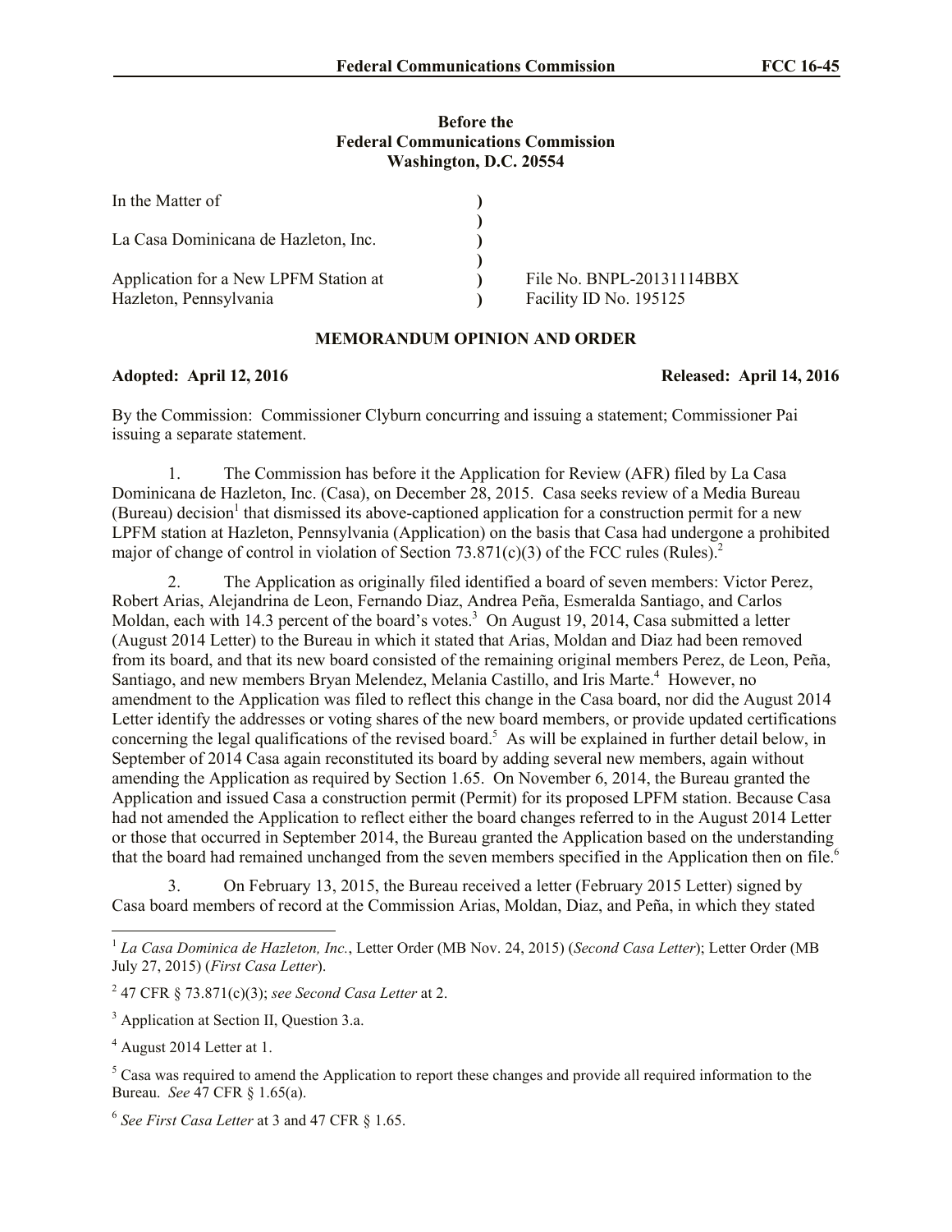**Before the**
**Federal Communications Commission**
**Washington, D.C. 20554**

| | | |
|---|---|---|
| In the Matter of | ) | |
| | ) | |
| La Casa Dominicana de Hazleton, Inc. | ) | |
| | ) | |
| Application for a New LPFM Station at | ) | File No. BNPL-20131114BBX |
| Hazleton, Pennsylvania | ) | Facility ID No. 195125 |

## MEMORANDUM OPINION AND ORDER

**Adopted: April 12, 2016** **Released: April 14, 2016**

By the Commission: Commissioner Clyburn concurring and issuing a statement; Commissioner Pai issuing a separate statement.

1. The Commission has before it the Application for Review (AFR) filed by La Casa Dominicana de Hazleton, Inc. (Casa), on December 28, 2015. Casa seeks review of a Media Bureau (Bureau) decision[1] that dismissed its above-captioned application for a construction permit for a new LPFM station at Hazleton, Pennsylvania (Application) on the basis that Casa had undergone a prohibited major of change of control in violation of Section 73.871(c)(3) of the FCC rules (Rules).[2]

2. The Application as originally filed identified a board of seven members: Victor Perez, Robert Arias, Alejandrina de Leon, Fernando Diaz, Andrea Peña, Esmeralda Santiago, and Carlos Moldan, each with 14.3 percent of the board's votes.[3] On August 19, 2014, Casa submitted a letter (August 2014 Letter) to the Bureau in which it stated that Arias, Moldan and Diaz had been removed from its board, and that its new board consisted of the remaining original members Perez, de Leon, Peña, Santiago, and new members Bryan Melendez, Melania Castillo, and Iris Marte.[4] However, no amendment to the Application was filed to reflect this change in the Casa board, nor did the August 2014 Letter identify the addresses or voting shares of the new board members, or provide updated certifications concerning the legal qualifications of the revised board.[5] As will be explained in further detail below, in September of 2014 Casa again reconstituted its board by adding several new members, again without amending the Application as required by Section 1.65. On November 6, 2014, the Bureau granted the Application and issued Casa a construction permit (Permit) for its proposed LPFM station. Because Casa had not amended the Application to reflect either the board changes referred to in the August 2014 Letter or those that occurred in September 2014, the Bureau granted the Application based on the understanding that the board had remained unchanged from the seven members specified in the Application then on file.[6]

3. On February 13, 2015, the Bureau received a letter (February 2015 Letter) signed by Casa board members of record at the Commission Arias, Moldan, Diaz, and Peña, in which they stated

---

[1] *La Casa Dominica de Hazleton, Inc.*, Letter Order (MB Nov. 24, 2015) (*Second Casa Letter*); Letter Order (MB July 27, 2015) (*First Casa Letter*).

[2] 47 CFR § 73.871(c)(3); *see Second Casa Letter* at 2.

[3] Application at Section II, Question 3.a.

[4] August 2014 Letter at 1.

[5] Casa was required to amend the Application to report these changes and provide all required information to the Bureau. *See* 47 CFR § 1.65(a).

[6] *See First Casa Letter* at 3 and 47 CFR § 1.65.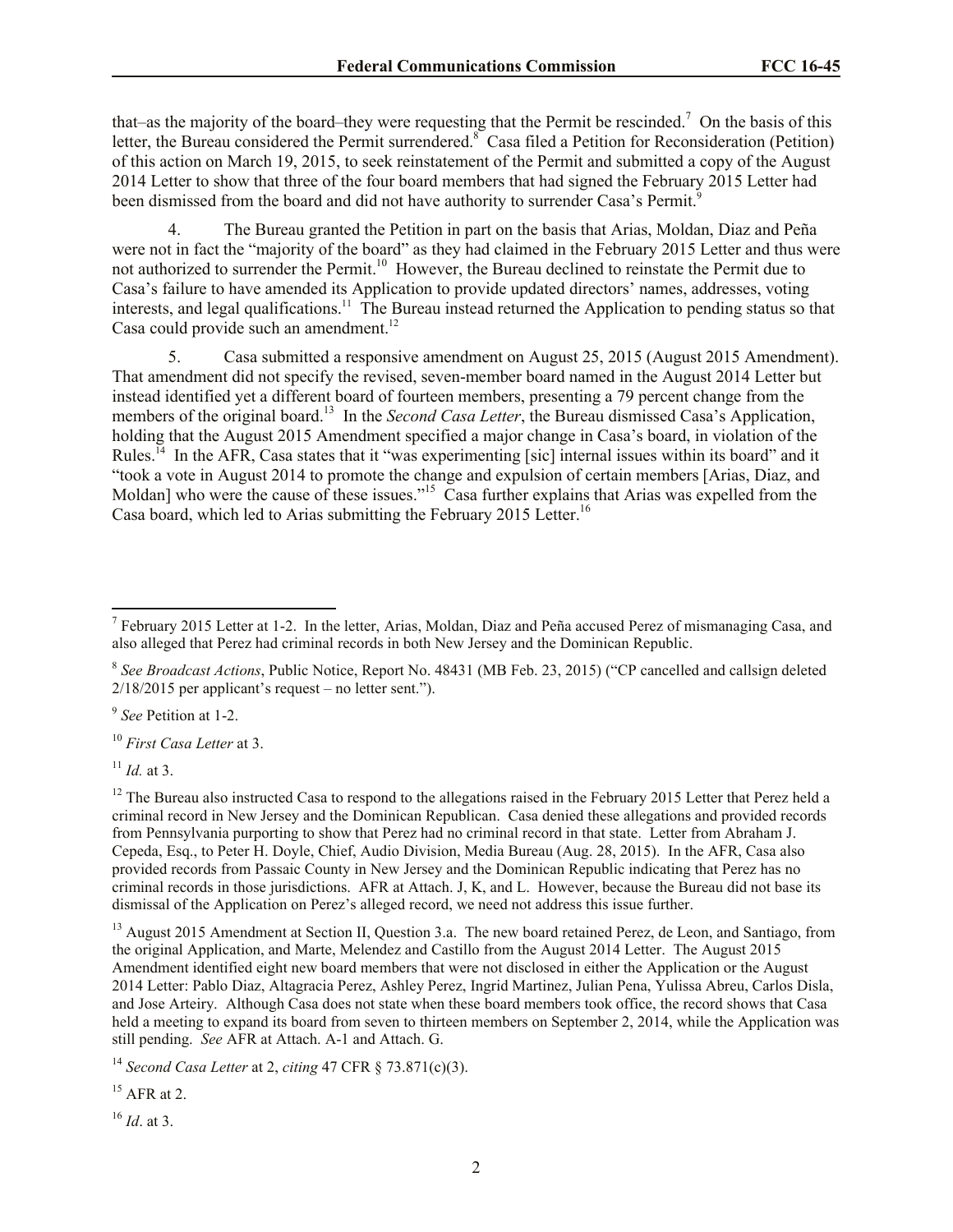that–as the majority of the board–they were requesting that the Permit be rescinded.[7] On the basis of this letter, the Bureau considered the Permit surrendered.[8] Casa filed a Petition for Reconsideration (Petition) of this action on March 19, 2015, to seek reinstatement of the Permit and submitted a copy of the August 2014 Letter to show that three of the four board members that had signed the February 2015 Letter had been dismissed from the board and did not have authority to surrender Casa's Permit.[9]

4. The Bureau granted the Petition in part on the basis that Arias, Moldan, Diaz and Peña were not in fact the "majority of the board" as they had claimed in the February 2015 Letter and thus were not authorized to surrender the Permit.[10] However, the Bureau declined to reinstate the Permit due to Casa's failure to have amended its Application to provide updated directors' names, addresses, voting interests, and legal qualifications.[11] The Bureau instead returned the Application to pending status so that Casa could provide such an amendment.[12]

5. Casa submitted a responsive amendment on August 25, 2015 (August 2015 Amendment). That amendment did not specify the revised, seven-member board named in the August 2014 Letter but instead identified yet a different board of fourteen members, presenting a 79 percent change from the members of the original board.[13] In the *Second Casa Letter*, the Bureau dismissed Casa's Application, holding that the August 2015 Amendment specified a major change in Casa's board, in violation of the Rules.[14] In the AFR, Casa states that it "was experimenting [sic] internal issues within its board" and it "took a vote in August 2014 to promote the change and expulsion of certain members [Arias, Diaz, and Moldan] who were the cause of these issues."[15] Casa further explains that Arias was expelled from the Casa board, which led to Arias submitting the February 2015 Letter.[16]

---

[7] February 2015 Letter at 1-2. In the letter, Arias, Moldan, Diaz and Peña accused Perez of mismanaging Casa, and also alleged that Perez had criminal records in both New Jersey and the Dominican Republic.

[8] *See Broadcast Actions*, Public Notice, Report No. 48431 (MB Feb. 23, 2015) ("CP cancelled and callsign deleted 2/18/2015 per applicant's request – no letter sent.").

[9] *See* Petition at 1-2.

[10] *First Casa Letter* at 3.

[11] *Id.* at 3.

[12] The Bureau also instructed Casa to respond to the allegations raised in the February 2015 Letter that Perez held a criminal record in New Jersey and the Dominican Republican. Casa denied these allegations and provided records from Pennsylvania purporting to show that Perez had no criminal record in that state. Letter from Abraham J. Cepeda, Esq., to Peter H. Doyle, Chief, Audio Division, Media Bureau (Aug. 28, 2015). In the AFR, Casa also provided records from Passaic County in New Jersey and the Dominican Republic indicating that Perez has no criminal records in those jurisdictions. AFR at Attach. J, K, and L. However, because the Bureau did not base its dismissal of the Application on Perez's alleged record, we need not address this issue further.

[13] August 2015 Amendment at Section II, Question 3.a. The new board retained Perez, de Leon, and Santiago, from the original Application, and Marte, Melendez and Castillo from the August 2014 Letter. The August 2015 Amendment identified eight new board members that were not disclosed in either the Application or the August 2014 Letter: Pablo Diaz, Altagracia Perez, Ashley Perez, Ingrid Martinez, Julian Pena, Yulissa Abreu, Carlos Disla, and Jose Arteiry. Although Casa does not state when these board members took office, the record shows that Casa held a meeting to expand its board from seven to thirteen members on September 2, 2014, while the Application was still pending. *See* AFR at Attach. A-1 and Attach. G.

[14] *Second Casa Letter* at 2, *citing* 47 CFR § 73.871(c)(3).

[15] AFR at 2.

[16] *Id*. at 3.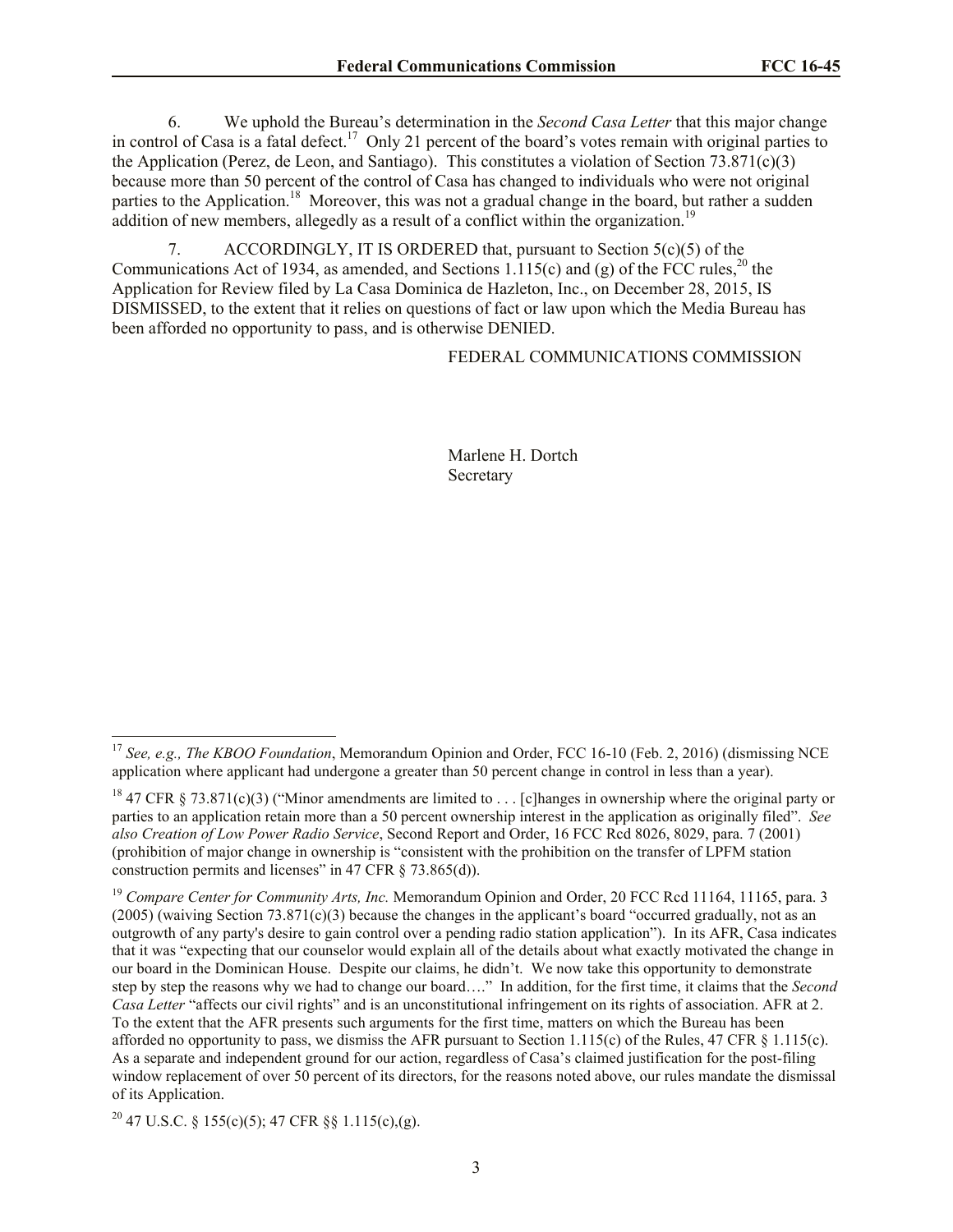6. We uphold the Bureau's determination in the *Second Casa Letter* that this major change in control of Casa is a fatal defect.[17] Only 21 percent of the board's votes remain with original parties to the Application (Perez, de Leon, and Santiago). This constitutes a violation of Section 73.871(c)(3) because more than 50 percent of the control of Casa has changed to individuals who were not original parties to the Application.[18] Moreover, this was not a gradual change in the board, but rather a sudden addition of new members, allegedly as a result of a conflict within the organization.[19]

7. ACCORDINGLY, IT IS ORDERED that, pursuant to Section 5(c)(5) of the Communications Act of 1934, as amended, and Sections 1.115(c) and (g) of the FCC rules,[20] the Application for Review filed by La Casa Dominica de Hazleton, Inc., on December 28, 2015, IS DISMISSED, to the extent that it relies on questions of fact or law upon which the Media Bureau has been afforded no opportunity to pass, and is otherwise DENIED.

FEDERAL COMMUNICATIONS COMMISSION

Marlene H. Dortch
Secretary

---

[17] *See, e.g., The KBOO Foundation*, Memorandum Opinion and Order, FCC 16-10 (Feb. 2, 2016) (dismissing NCE application where applicant had undergone a greater than 50 percent change in control in less than a year).

[18] 47 CFR § 73.871(c)(3) ("Minor amendments are limited to . . . [c]hanges in ownership where the original party or parties to an application retain more than a 50 percent ownership interest in the application as originally filed". *See also Creation of Low Power Radio Service*, Second Report and Order, 16 FCC Rcd 8026, 8029, para. 7 (2001) (prohibition of major change in ownership is "consistent with the prohibition on the transfer of LPFM station construction permits and licenses" in 47 CFR § 73.865(d)).

[19] *Compare Center for Community Arts, Inc.* Memorandum Opinion and Order, 20 FCC Rcd 11164, 11165, para. 3 (2005) (waiving Section 73.871(c)(3) because the changes in the applicant's board "occurred gradually, not as an outgrowth of any party's desire to gain control over a pending radio station application"). In its AFR, Casa indicates that it was "expecting that our counselor would explain all of the details about what exactly motivated the change in our board in the Dominican House. Despite our claims, he didn't. We now take this opportunity to demonstrate step by step the reasons why we had to change our board…." In addition, for the first time, it claims that the *Second Casa Letter* "affects our civil rights" and is an unconstitutional infringement on its rights of association. AFR at 2. To the extent that the AFR presents such arguments for the first time, matters on which the Bureau has been afforded no opportunity to pass, we dismiss the AFR pursuant to Section 1.115(c) of the Rules, 47 CFR § 1.115(c). As a separate and independent ground for our action, regardless of Casa's claimed justification for the post-filing window replacement of over 50 percent of its directors, for the reasons noted above, our rules mandate the dismissal of its Application.

[20] 47 U.S.C. § 155(c)(5); 47 CFR §§ 1.115(c),(g).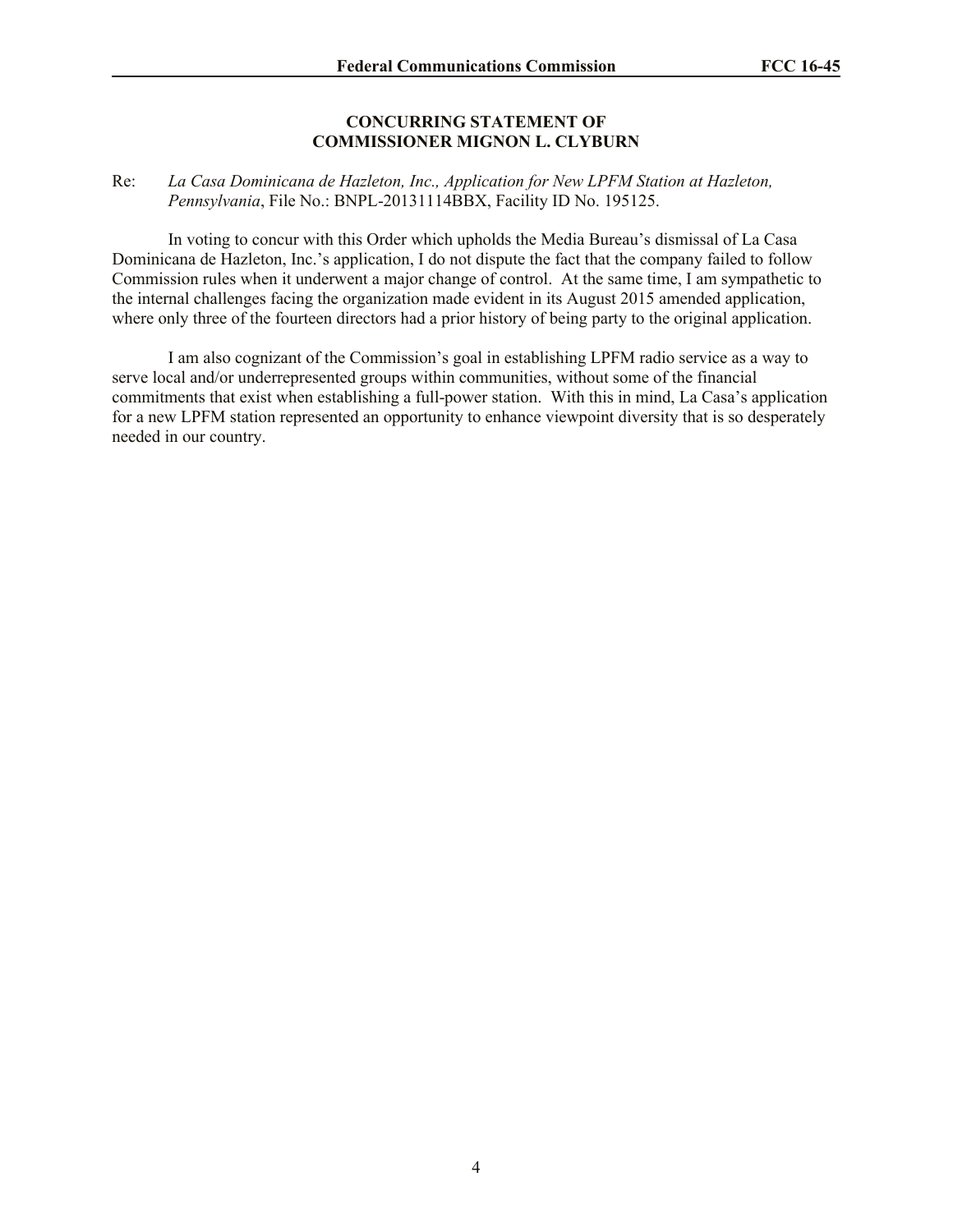**CONCURRING STATEMENT OF**
**COMMISSIONER MIGNON L. CLYBURN**

Re: *La Casa Dominicana de Hazleton, Inc., Application for New LPFM Station at Hazleton, Pennsylvania*, File No.: BNPL-20131114BBX, Facility ID No. 195125.

In voting to concur with this Order which upholds the Media Bureau's dismissal of La Casa Dominicana de Hazleton, Inc.'s application, I do not dispute the fact that the company failed to follow Commission rules when it underwent a major change of control. At the same time, I am sympathetic to the internal challenges facing the organization made evident in its August 2015 amended application, where only three of the fourteen directors had a prior history of being party to the original application.

I am also cognizant of the Commission's goal in establishing LPFM radio service as a way to serve local and/or underrepresented groups within communities, without some of the financial commitments that exist when establishing a full-power station. With this in mind, La Casa's application for a new LPFM station represented an opportunity to enhance viewpoint diversity that is so desperately needed in our country.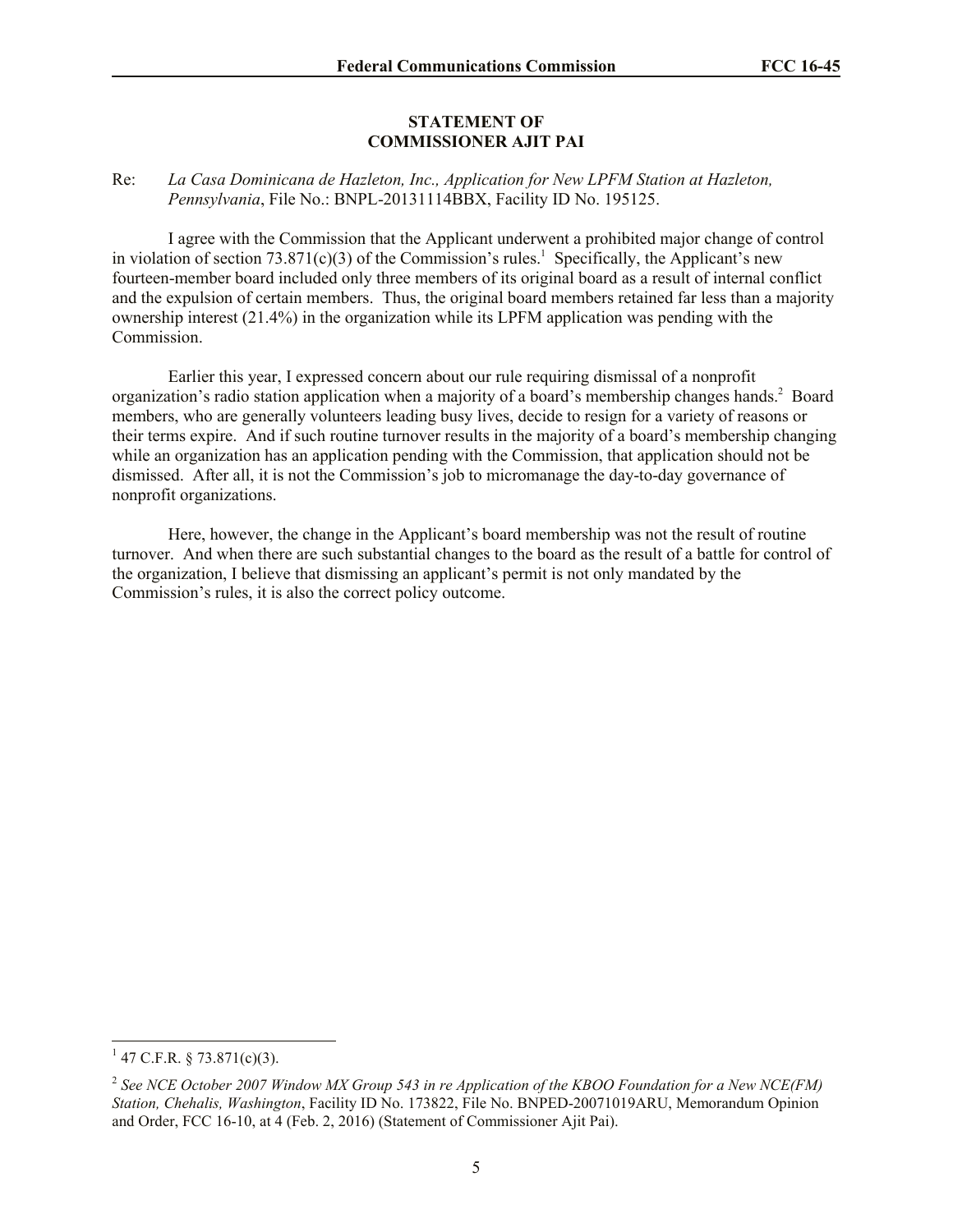**STATEMENT OF**
**COMMISSIONER AJIT PAI**

Re: *La Casa Dominicana de Hazleton, Inc., Application for New LPFM Station at Hazleton, Pennsylvania*, File No.: BNPL-20131114BBX, Facility ID No. 195125.

I agree with the Commission that the Applicant underwent a prohibited major change of control in violation of section 73.871(c)(3) of the Commission's rules.[1] Specifically, the Applicant's new fourteen-member board included only three members of its original board as a result of internal conflict and the expulsion of certain members. Thus, the original board members retained far less than a majority ownership interest (21.4%) in the organization while its LPFM application was pending with the Commission.

Earlier this year, I expressed concern about our rule requiring dismissal of a nonprofit organization's radio station application when a majority of a board's membership changes hands.[2] Board members, who are generally volunteers leading busy lives, decide to resign for a variety of reasons or their terms expire. And if such routine turnover results in the majority of a board's membership changing while an organization has an application pending with the Commission, that application should not be dismissed. After all, it is not the Commission's job to micromanage the day-to-day governance of nonprofit organizations.

Here, however, the change in the Applicant's board membership was not the result of routine turnover. And when there are such substantial changes to the board as the result of a battle for control of the organization, I believe that dismissing an applicant's permit is not only mandated by the Commission's rules, it is also the correct policy outcome.

---

[1] 47 C.F.R. § 73.871(c)(3).

[2] *See NCE October 2007 Window MX Group 543 in re Application of the KBOO Foundation for a New NCE(FM) Station, Chehalis, Washington*, Facility ID No. 173822, File No. BNPED-20071019ARU, Memorandum Opinion and Order, FCC 16-10, at 4 (Feb. 2, 2016) (Statement of Commissioner Ajit Pai).